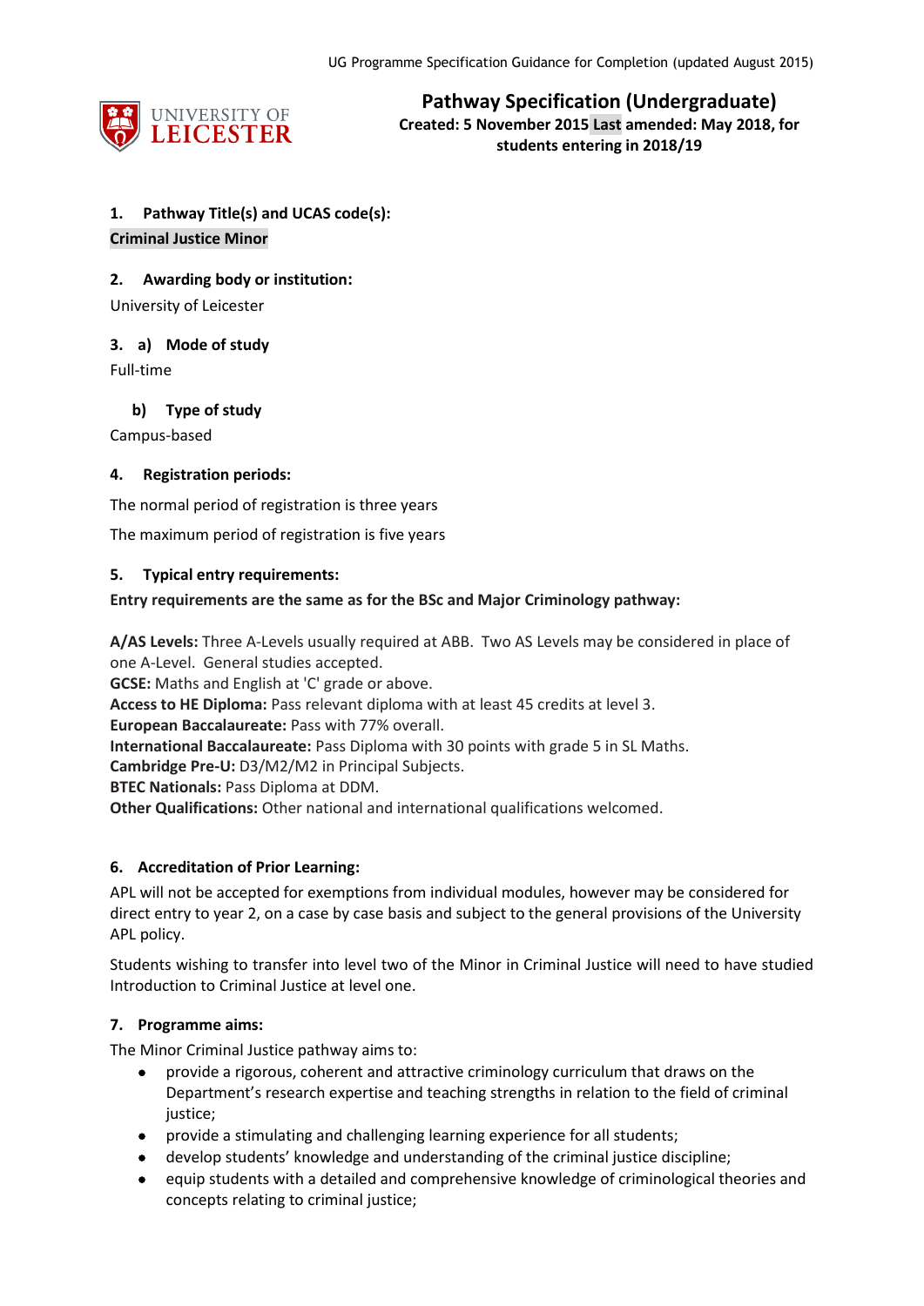# Pathway Specification (Undergraduate)

**Created: 5 November 2015 Last amended: May 2018, for students entering in 2018/19**

## 1. Pathway Title(s) and UCAS code(s):

**Criminal Justice Minor**

## 2. Awarding body or institution:

University of Leicester

## 3. a) Mode of study

Full-time

### b) Type of study

Campus-based

## 4. Registration periods:

The normal period of registration is three years

The maximum period of registration is five years

## 5. Typical entry requirements:

**Entry requirements are the same as for the BSc and Major Criminology pathway:**

**A/AS Levels:** Three A-Levels usually required at ABB. Two AS Levels may be considered in place of one A-Level. General studies accepted.
**GCSE:** Maths and English at 'C' grade or above.
**Access to HE Diploma:** Pass relevant diploma with at least 45 credits at level 3.
**European Baccalaureate:** Pass with 77% overall.
**International Baccalaureate:** Pass Diploma with 30 points with grade 5 in SL Maths.
**Cambridge Pre-U:** D3/M2/M2 in Principal Subjects.
**BTEC Nationals:** Pass Diploma at DDM.
**Other Qualifications:** Other national and international qualifications welcomed.

## 6. Accreditation of Prior Learning:

APL will not be accepted for exemptions from individual modules, however may be considered for direct entry to year 2, on a case by case basis and subject to the general provisions of the University APL policy.

Students wishing to transfer into level two of the Minor in Criminal Justice will need to have studied Introduction to Criminal Justice at level one.

## 7. Programme aims:

The Minor Criminal Justice pathway aims to:

- provide a rigorous, coherent and attractive criminology curriculum that draws on the Department's research expertise and teaching strengths in relation to the field of criminal justice;
- provide a stimulating and challenging learning experience for all students;
- develop students' knowledge and understanding of the criminal justice discipline;
- equip students with a detailed and comprehensive knowledge of criminological theories and concepts relating to criminal justice;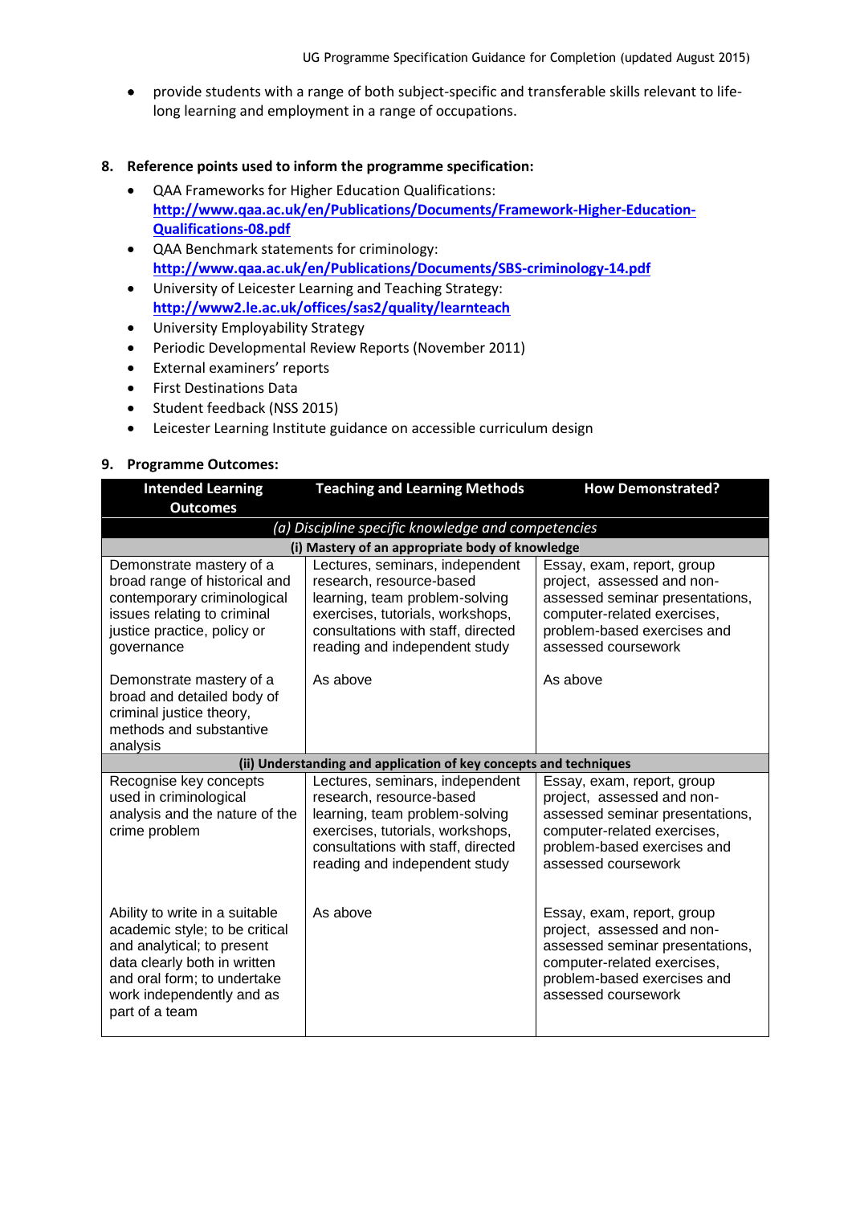- provide students with a range of both subject-specific and transferable skills relevant to life-long learning and employment in a range of occupations.

**8. Reference points used to inform the programme specification:**

- QAA Frameworks for Higher Education Qualifications: [http://www.qaa.ac.uk/en/Publications/Documents/Framework-Higher-Education-Qualifications-08.pdf](http://www.qaa.ac.uk/en/Publications/Documents/Framework-Higher-Education-Qualifications-08.pdf)
- QAA Benchmark statements for criminology: [http://www.qaa.ac.uk/en/Publications/Documents/SBS-criminology-14.pdf](http://www.qaa.ac.uk/en/Publications/Documents/SBS-criminology-14.pdf)
- University of Leicester Learning and Teaching Strategy: [http://www2.le.ac.uk/offices/sas2/quality/learnteach](http://www2.le.ac.uk/offices/sas2/quality/learnteach)
- University Employability Strategy
- Periodic Developmental Review Reports (November 2011)
- External examiners' reports
- First Destinations Data
- Student feedback (NSS 2015)
- Leicester Learning Institute guidance on accessible curriculum design

**9. Programme Outcomes:**

| Intended Learning Outcomes | Teaching and Learning Methods | How Demonstrated? |
|---|---|---|
| *(a) Discipline specific knowledge and competencies* | | |
| **(i) Mastery of an appropriate body of knowledge** | | |
| Demonstrate mastery of a broad range of historical and contemporary criminological issues relating to criminal justice practice, policy or governance | Lectures, seminars, independent research, resource-based learning, team problem-solving exercises, tutorials, workshops, consultations with staff, directed reading and independent study | Essay, exam, report, group project, assessed and non-assessed seminar presentations, computer-related exercises, problem-based exercises and assessed coursework |
| Demonstrate mastery of a broad and detailed body of criminal justice theory, methods and substantive analysis | As above | As above |
| **(ii) Understanding and application of key concepts and techniques** | | |
| Recognise key concepts used in criminological analysis and the nature of the crime problem | Lectures, seminars, independent research, resource-based learning, team problem-solving exercises, tutorials, workshops, consultations with staff, directed reading and independent study | Essay, exam, report, group project, assessed and non-assessed seminar presentations, computer-related exercises, problem-based exercises and assessed coursework |
| Ability to write in a suitable academic style; to be critical and analytical; to present data clearly both in written and oral form; to undertake work independently and as part of a team | As above | Essay, exam, report, group project, assessed and non-assessed seminar presentations, computer-related exercises, problem-based exercises and assessed coursework |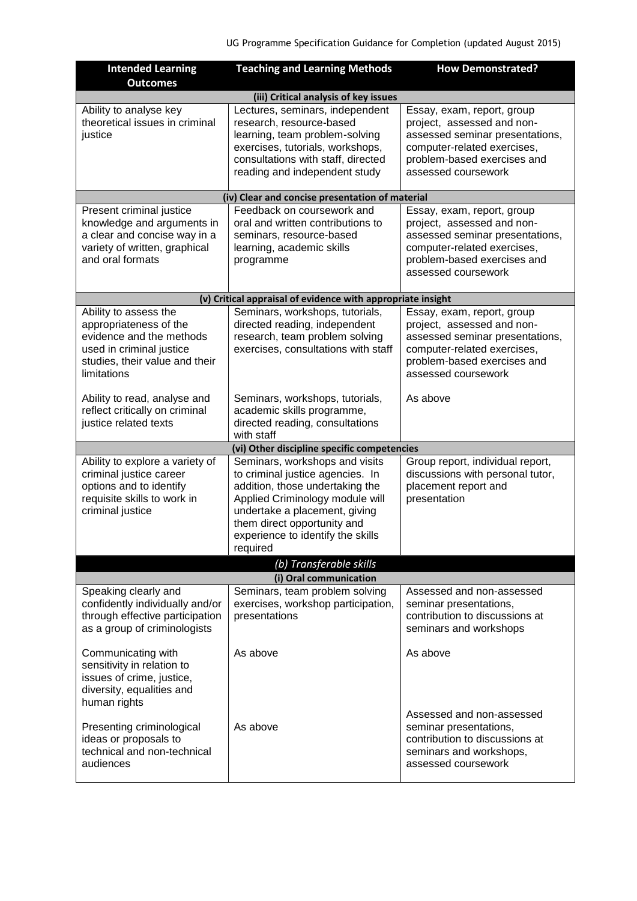| Intended Learning Outcomes | Teaching and Learning Methods | How Demonstrated? |
|---|---|---|
| **(iii) Critical analysis of key issues** | | |
| Ability to analyse key theoretical issues in criminal justice | Lectures, seminars, independent research, resource-based learning, team problem-solving exercises, tutorials, workshops, consultations with staff, directed reading and independent study | Essay, exam, report, group project, assessed and non-assessed seminar presentations, computer-related exercises, problem-based exercises and assessed coursework |
| **(iv) Clear and concise presentation of material** | | |
| Present criminal justice knowledge and arguments in a clear and concise way in a variety of written, graphical and oral formats | Feedback on coursework and oral and written contributions to seminars, resource-based learning, academic skills programme | Essay, exam, report, group project, assessed and non-assessed seminar presentations, computer-related exercises, problem-based exercises and assessed coursework |
| **(v) Critical appraisal of evidence with appropriate insight** | | |
| Ability to assess the appropriateness of the evidence and the methods used in criminal justice studies, their value and their limitations | Seminars, workshops, tutorials, directed reading, independent research, team problem solving exercises, consultations with staff | Essay, exam, report, group project, assessed and non-assessed seminar presentations, computer-related exercises, problem-based exercises and assessed coursework |
| Ability to read, analyse and reflect critically on criminal justice related texts | Seminars, workshops, tutorials, academic skills programme, directed reading, consultations with staff | As above |
| **(vi) Other discipline specific competencies** | | |
| Ability to explore a variety of criminal justice career options and to identify requisite skills to work in criminal justice | Seminars, workshops and visits to criminal justice agencies. In addition, those undertaking the Applied Criminology module will undertake a placement, giving them direct opportunity and experience to identify the skills required | Group report, individual report, discussions with personal tutor, placement report and presentation |
| ***(b) Transferable skills*** | | |
| **(i) Oral communication** | | |
| Speaking clearly and confidently individually and/or through effective participation as a group of criminologists | Seminars, team problem solving exercises, workshop participation, presentations | Assessed and non-assessed seminar presentations, contribution to discussions at seminars and workshops |
| Communicating with sensitivity in relation to issues of crime, justice, diversity, equalities and human rights | As above | As above |
| Presenting criminological ideas or proposals to technical and non-technical audiences | As above | Assessed and non-assessed seminar presentations, contribution to discussions at seminars and workshops, assessed coursework |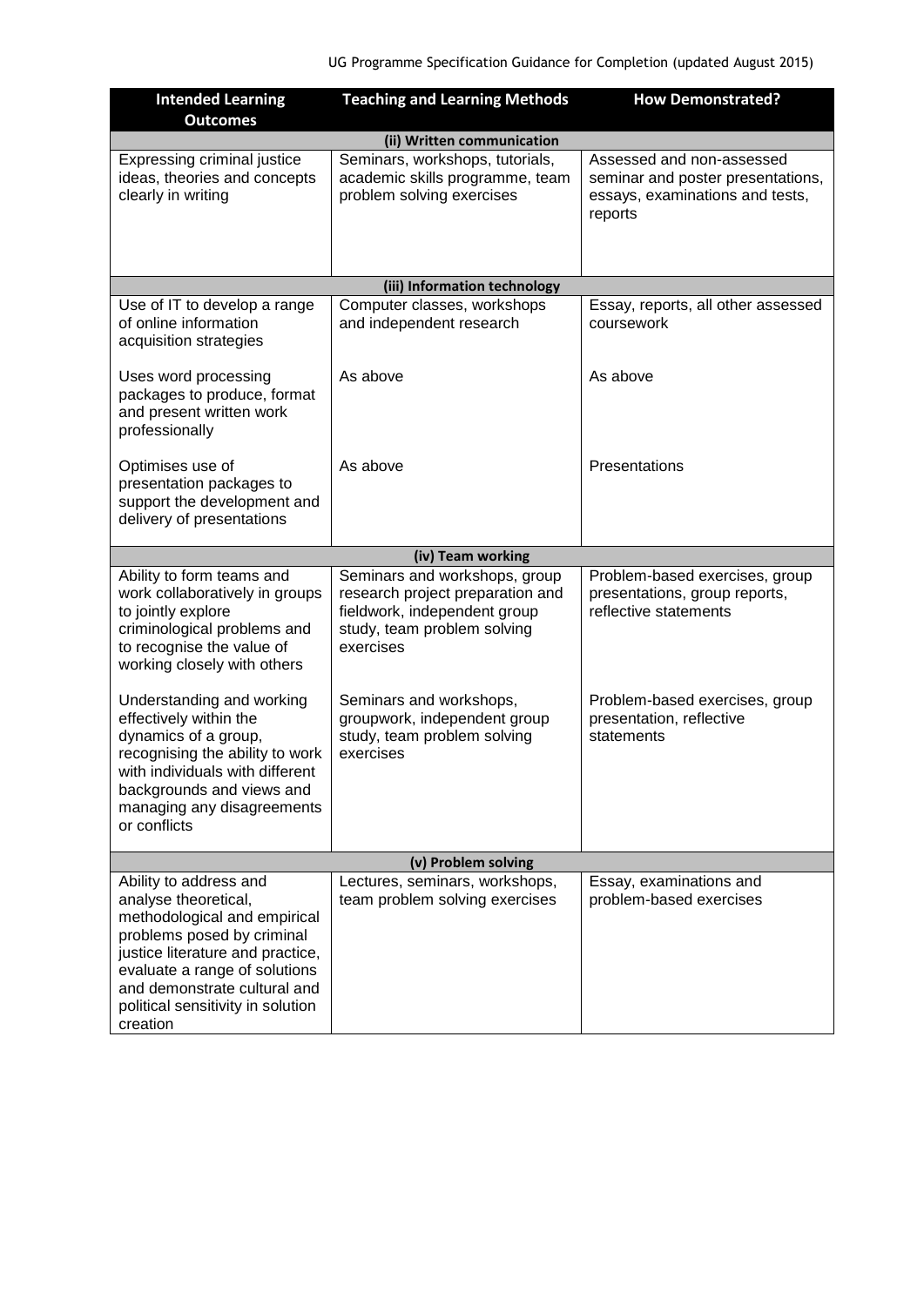| Intended Learning Outcomes | Teaching and Learning Methods | How Demonstrated? |
|---|---|---|
| **(ii) Written communication** | | |
| Expressing criminal justice ideas, theories and concepts clearly in writing | Seminars, workshops, tutorials, academic skills programme, team problem solving exercises | Assessed and non-assessed seminar and poster presentations, essays, examinations and tests, reports |
| **(iii) Information technology** | | |
| Use of IT to develop a range of online information acquisition strategies | Computer classes, workshops and independent research | Essay, reports, all other assessed coursework |
| Uses word processing packages to produce, format and present written work professionally | As above | As above |
| Optimises use of presentation packages to support the development and delivery of presentations | As above | Presentations |
| **(iv) Team working** | | |
| Ability to form teams and work collaboratively in groups to jointly explore criminological problems and to recognise the value of working closely with others | Seminars and workshops, group research project preparation and fieldwork, independent group study, team problem solving exercises | Problem-based exercises, group presentations, group reports, reflective statements |
| Understanding and working effectively within the dynamics of a group, recognising the ability to work with individuals with different backgrounds and views and managing any disagreements or conflicts | Seminars and workshops, groupwork, independent group study, team problem solving exercises | Problem-based exercises, group presentation, reflective statements |
| **(v) Problem solving** | | |
| Ability to address and analyse theoretical, methodological and empirical problems posed by criminal justice literature and practice, evaluate a range of solutions and demonstrate cultural and political sensitivity in solution creation | Lectures, seminars, workshops, team problem solving exercises | Essay, examinations and problem-based exercises |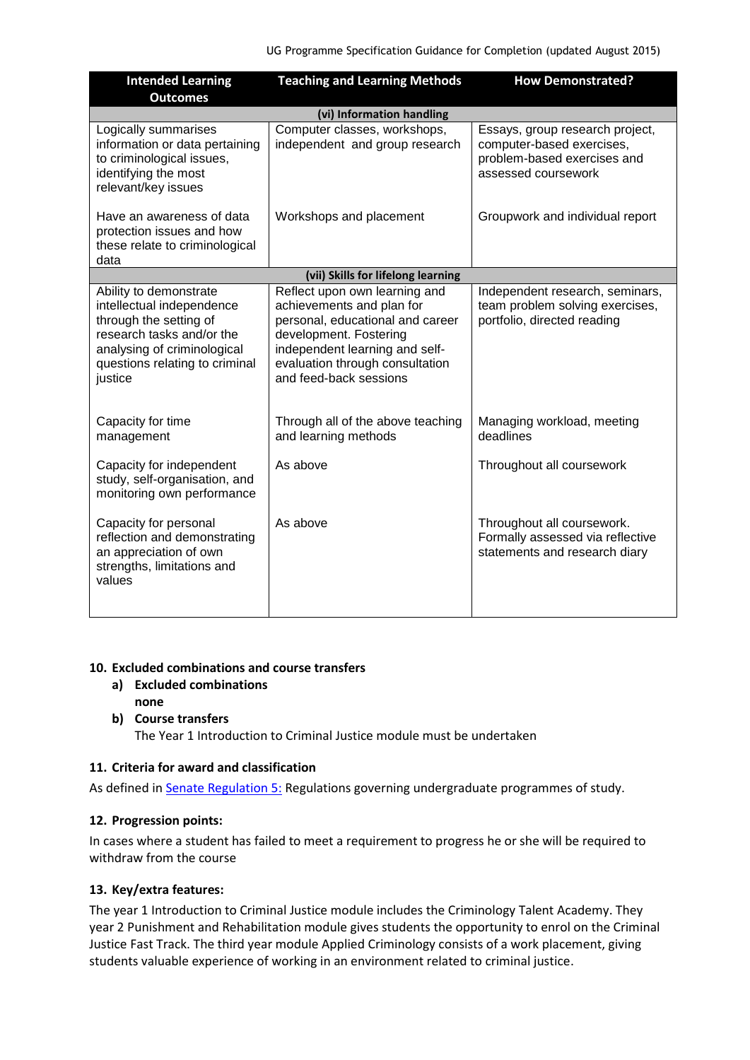| Intended Learning Outcomes | Teaching and Learning Methods | How Demonstrated? |
|---|---|---|
| **(vi) Information handling** | | |
| Logically summarises information or data pertaining to criminological issues, identifying the most relevant/key issues | Computer classes, workshops, independent and group research | Essays, group research project, computer-based exercises, problem-based exercises and assessed coursework |
| Have an awareness of data protection issues and how these relate to criminological data | Workshops and placement | Groupwork and individual report |
| **(vii) Skills for lifelong learning** | | |
| Ability to demonstrate intellectual independence through the setting of research tasks and/or the analysing of criminological questions relating to criminal justice | Reflect upon own learning and achievements and plan for personal, educational and career development. Fostering independent learning and self-evaluation through consultation and feed-back sessions | Independent research, seminars, team problem solving exercises, portfolio, directed reading |
| Capacity for time management | Through all of the above teaching and learning methods | Managing workload, meeting deadlines |
| Capacity for independent study, self-organisation, and monitoring own performance | As above | Throughout all coursework |
| Capacity for personal reflection and demonstrating an appreciation of own strengths, limitations and values | As above | Throughout all coursework. Formally assessed via reflective statements and research diary |

### 10. Excluded combinations and course transfers

**a) Excluded combinations**

**none**

**b) Course transfers**

The Year 1 Introduction to Criminal Justice module must be undertaken

### 11. Criteria for award and classification

As defined in [Senate Regulation 5:](#) Regulations governing undergraduate programmes of study.

### 12. Progression points:

In cases where a student has failed to meet a requirement to progress he or she will be required to withdraw from the course

### 13. Key/extra features:

The year 1 Introduction to Criminal Justice module includes the Criminology Talent Academy. They year 2 Punishment and Rehabilitation module gives students the opportunity to enrol on the Criminal Justice Fast Track. The third year module Applied Criminology consists of a work placement, giving students valuable experience of working in an environment related to criminal justice.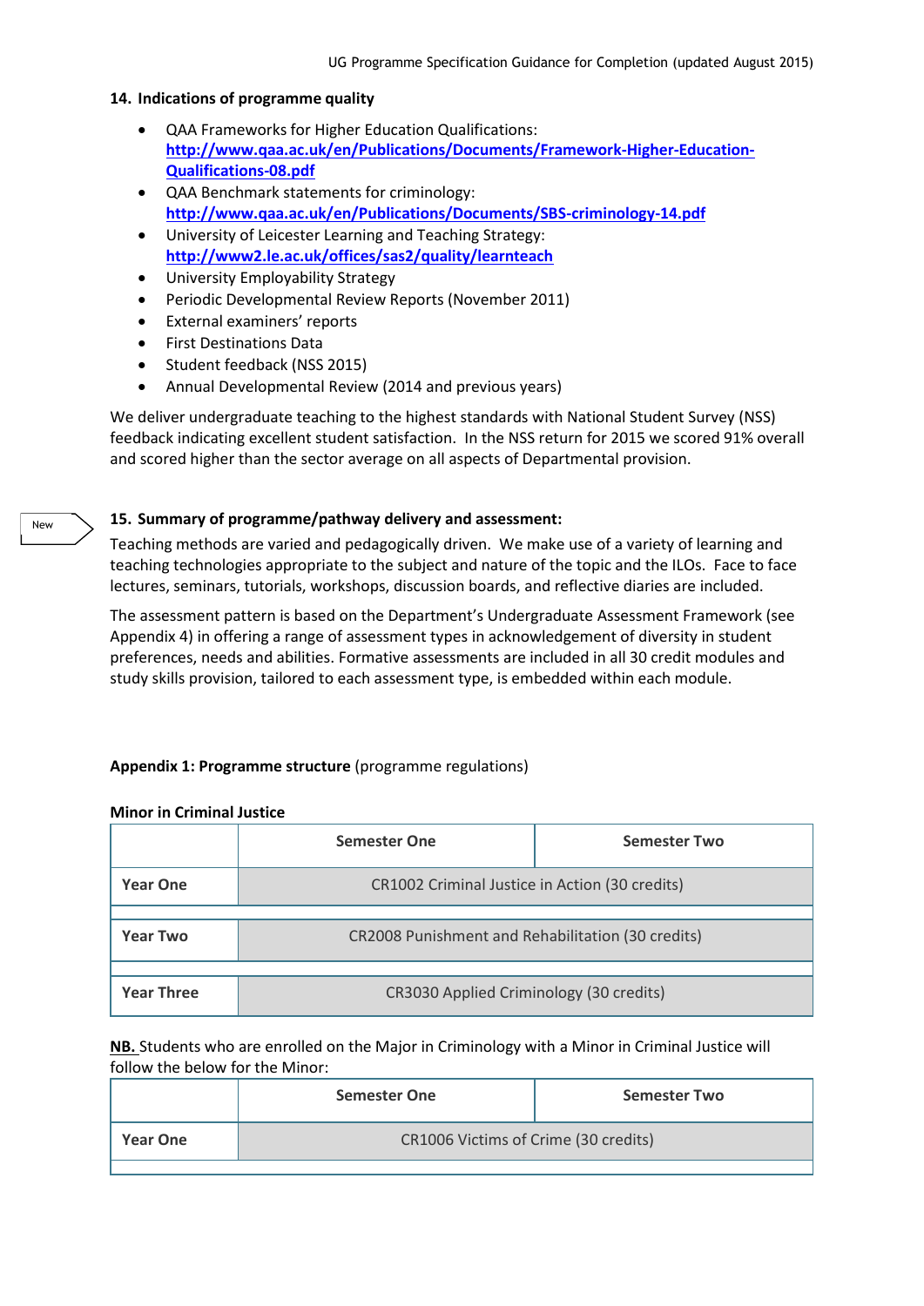**14. Indications of programme quality**

- QAA Frameworks for Higher Education Qualifications: **http://www.qaa.ac.uk/en/Publications/Documents/Framework-Higher-Education-Qualifications-08.pdf**
- QAA Benchmark statements for criminology: **http://www.qaa.ac.uk/en/Publications/Documents/SBS-criminology-14.pdf**
- University of Leicester Learning and Teaching Strategy: **http://www2.le.ac.uk/offices/sas2/quality/learnteach**
- University Employability Strategy
- Periodic Developmental Review Reports (November 2011)
- External examiners' reports
- First Destinations Data
- Student feedback (NSS 2015)
- Annual Developmental Review (2014 and previous years)

We deliver undergraduate teaching to the highest standards with National Student Survey (NSS) feedback indicating excellent student satisfaction. In the NSS return for 2015 we scored 91% overall and scored higher than the sector average on all aspects of Departmental provision.

New

**15. Summary of programme/pathway delivery and assessment:**

Teaching methods are varied and pedagogically driven. We make use of a variety of learning and teaching technologies appropriate to the subject and nature of the topic and the ILOs. Face to face lectures, seminars, tutorials, workshops, discussion boards, and reflective diaries are included.

The assessment pattern is based on the Department's Undergraduate Assessment Framework (see Appendix 4) in offering a range of assessment types in acknowledgement of diversity in student preferences, needs and abilities. Formative assessments are included in all 30 credit modules and study skills provision, tailored to each assessment type, is embedded within each module.

**Appendix 1: Programme structure** (programme regulations)

**Minor in Criminal Justice**

| | Semester One | Semester Two |
|---|---|---|
| **Year One** | CR1002 Criminal Justice in Action (30 credits) | |
| | | |
| **Year Two** | CR2008 Punishment and Rehabilitation (30 credits) | |
| | | |
| **Year Three** | CR3030 Applied Criminology (30 credits) | |

**NB.** Students who are enrolled on the Major in Criminology with a Minor in Criminal Justice will follow the below for the Minor:

| | Semester One | Semester Two |
|---|---|---|
| **Year One** | CR1006 Victims of Crime (30 credits) | |
| | | |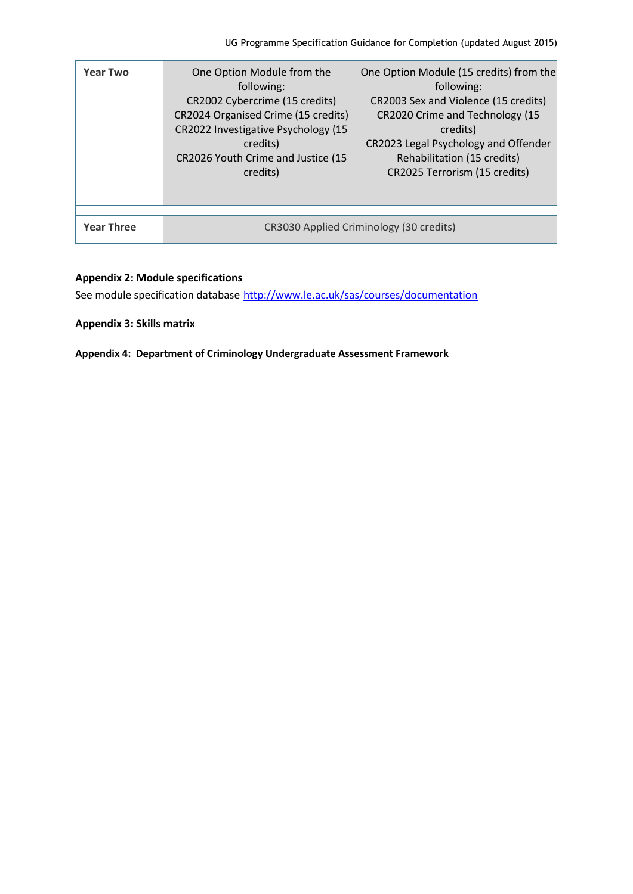| | | |
|---|---|---|
| **Year Two** | One Option Module from the following:<br>CR2002 Cybercrime (15 credits)<br>CR2024 Organised Crime (15 credits)<br>CR2022 Investigative Psychology (15 credits)<br>CR2026 Youth Crime and Justice (15 credits) | One Option Module (15 credits) from the following:<br>CR2003 Sex and Violence (15 credits)<br>CR2020 Crime and Technology (15 credits)<br>CR2023 Legal Psychology and Offender Rehabilitation (15 credits)<br>CR2025 Terrorism (15 credits) |
| | | |
| **Year Three** | CR3030 Applied Criminology (30 credits) | |

**Appendix 2: Module specifications**

See module specification database http://www.le.ac.uk/sas/courses/documentation

**Appendix 3: Skills matrix**

**Appendix 4: Department of Criminology Undergraduate Assessment Framework**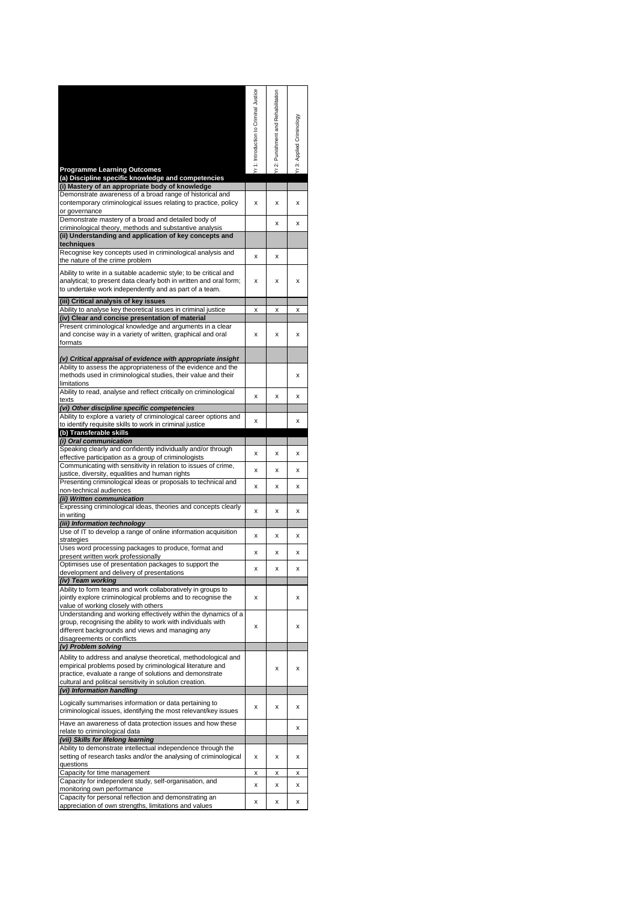| Programme Learning Outcomes | Yr 1: Introduction to Criminal Justice | Yr 2: Punishment and Rehabilitation | Yr 3: Applied Criminology |
|---|---|---|---|
| **(a) Discipline specific knowledge and competencies** | | | |
| **(i) Mastery of an appropriate body of knowledge** | | | |
| Demonstrate awareness of a broad range of historical and contemporary criminological issues relating to practice, policy or governance | x | x | x |
| Demonstrate mastery of a broad and detailed body of criminological theory, methods and substantive analysis | | x | x |
| **(ii) Understanding and application of key concepts and techniques** | | | |
| Recognise key concepts used in criminological analysis and the nature of the crime problem | x | x | |
| Ability to write in a suitable academic style; to be critical and analytical; to present data clearly both in written and oral form; to undertake work independently and as part of a team. | x | x | x |
| **(iii) Critical analysis of key issues** | | | |
| Ability to analyse key theoretical issues in criminal justice | x | x | x |
| **(iv) Clear and concise presentation of material** | | | |
| Present criminological knowledge and arguments in a clear and concise way in a variety of written, graphical and oral formats | x | x | x |
| ***(v) Critical appraisal of evidence with appropriate insight*** | | | |
| Ability to assess the appropriateness of the evidence and the methods used in criminological studies, their value and their limitations | | | x |
| Ability to read, analyse and reflect critically on criminological texts | x | x | x |
| ***(vi) Other discipline specific competencies*** | | | |
| Ability to explore a variety of criminological career options and to identify requisite skills to work in criminal justice | x | | x |
| **(b) Transferable skills** | | | |
| ***(i) Oral communication*** | | | |
| Speaking clearly and confidently individually and/or through effective participation as a group of criminologists | x | x | x |
| Communicating with sensitivity in relation to issues of crime, justice, diversity, equalities and human rights | x | x | x |
| Presenting criminological ideas or proposals to technical and non-technical audiences | x | x | x |
| ***(ii) Written communication*** | | | |
| Expressing criminological ideas, theories and concepts clearly in writing | x | x | x |
| ***(iii) Information technology*** | | | |
| Use of IT to develop a range of online information acquisition strategies | x | x | x |
| Uses word processing packages to produce, format and present written work professionally | x | x | x |
| Optimises use of presentation packages to support the development and delivery of presentations | x | x | x |
| ***(iv) Team working*** | | | |
| Ability to form teams and work collaboratively in groups to jointly explore criminological problems and to recognise the value of working closely with others | x | | x |
| Understanding and working effectively within the dynamics of a group, recognising the ability to work with individuals with different backgrounds and views and managing any disagreements or conflicts | x | | x |
| ***(v) Problem solving*** | | | |
| Ability to address and analyse theoretical, methodological and empirical problems posed by criminological literature and practice, evaluate a range of solutions and demonstrate cultural and political sensitivity in solution creation. | | x | x |
| ***(vi) Information handling*** | | | |
| Logically summarises information or data pertaining to criminological issues, identifying the most relevant/key issues | x | x | x |
| Have an awareness of data protection issues and how these relate to criminological data | | | x |
| ***(vii) Skills for lifelong learning*** | | | |
| Ability to demonstrate intellectual independence through the setting of research tasks and/or the analysing of criminological questions | x | x | x |
| Capacity for time management | x | x | x |
| Capacity for independent study, self-organisation, and monitoring own performance | x | x | x |
| Capacity for personal reflection and demonstrating an appreciation of own strengths, limitations and values | x | x | x |